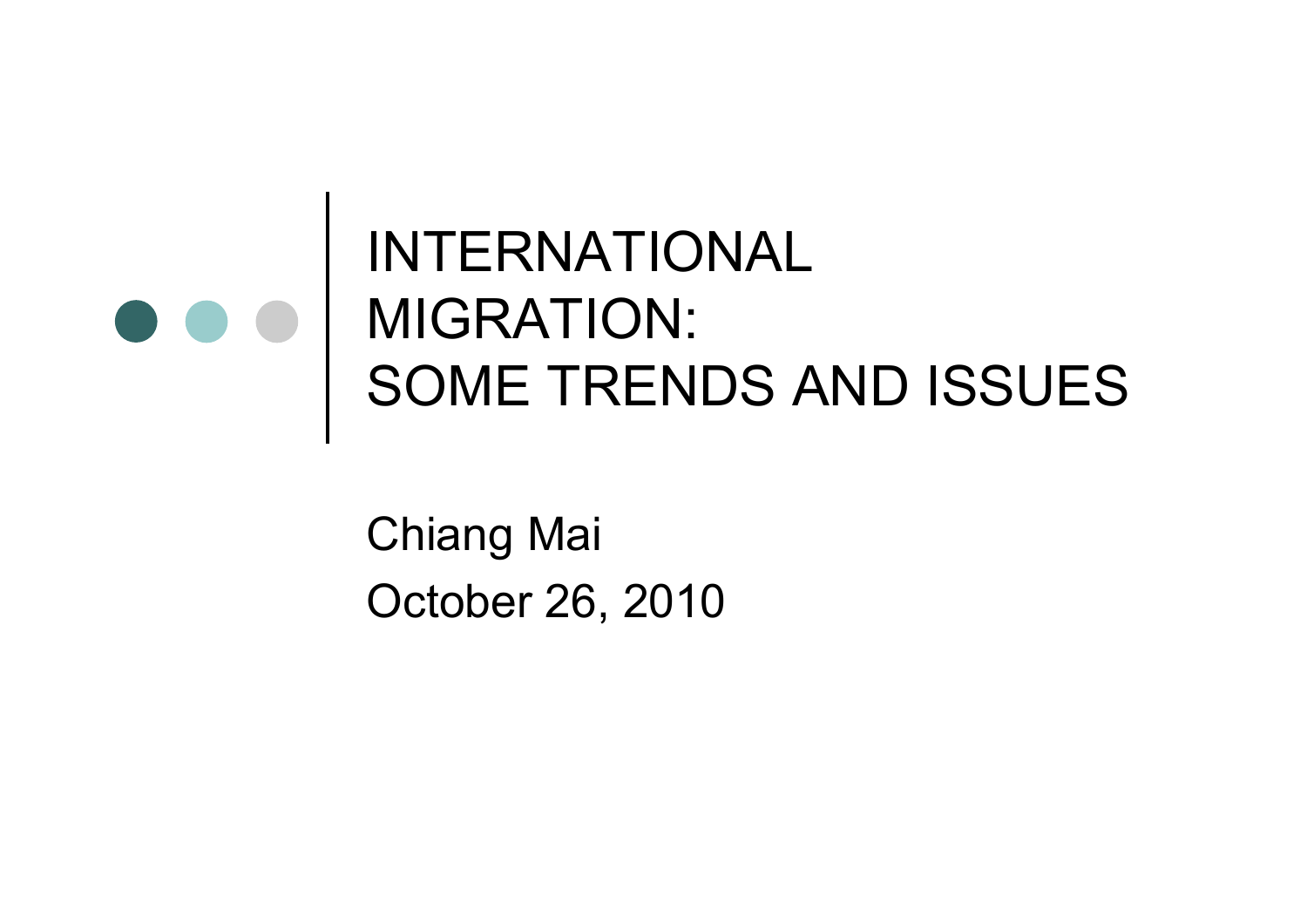# INTERNATIONAL MIGRATION: SOME TRENDS AND ISSUES

Chiang Mai

October 26, 2010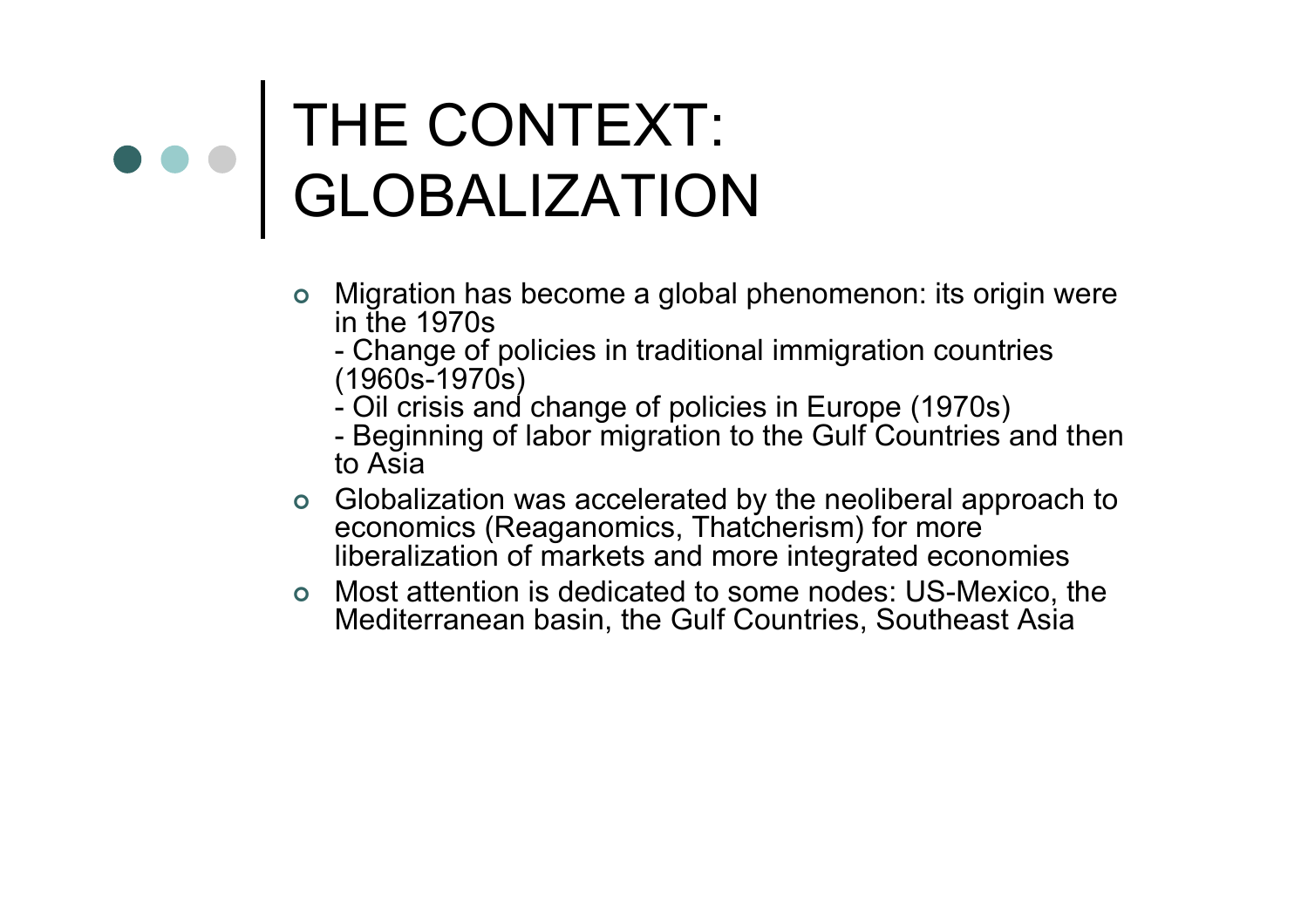# THE CONTEXT: GLOBALIZATION

- Migration has become a global phenomenon: its origin were in the 1970s
  - Change of policies in traditional immigration countries (1960s-1970s)
  - Oil crisis and change of policies in Europe (1970s)
  - Beginning of labor migration to the Gulf Countries and then to Asia
- Globalization was accelerated by the neoliberal approach to economics (Reaganomics, Thatcherism) for more liberalization of markets and more integrated economies
- Most attention is dedicated to some nodes: US-Mexico, the Mediterranean basin, the Gulf Countries, Southeast Asia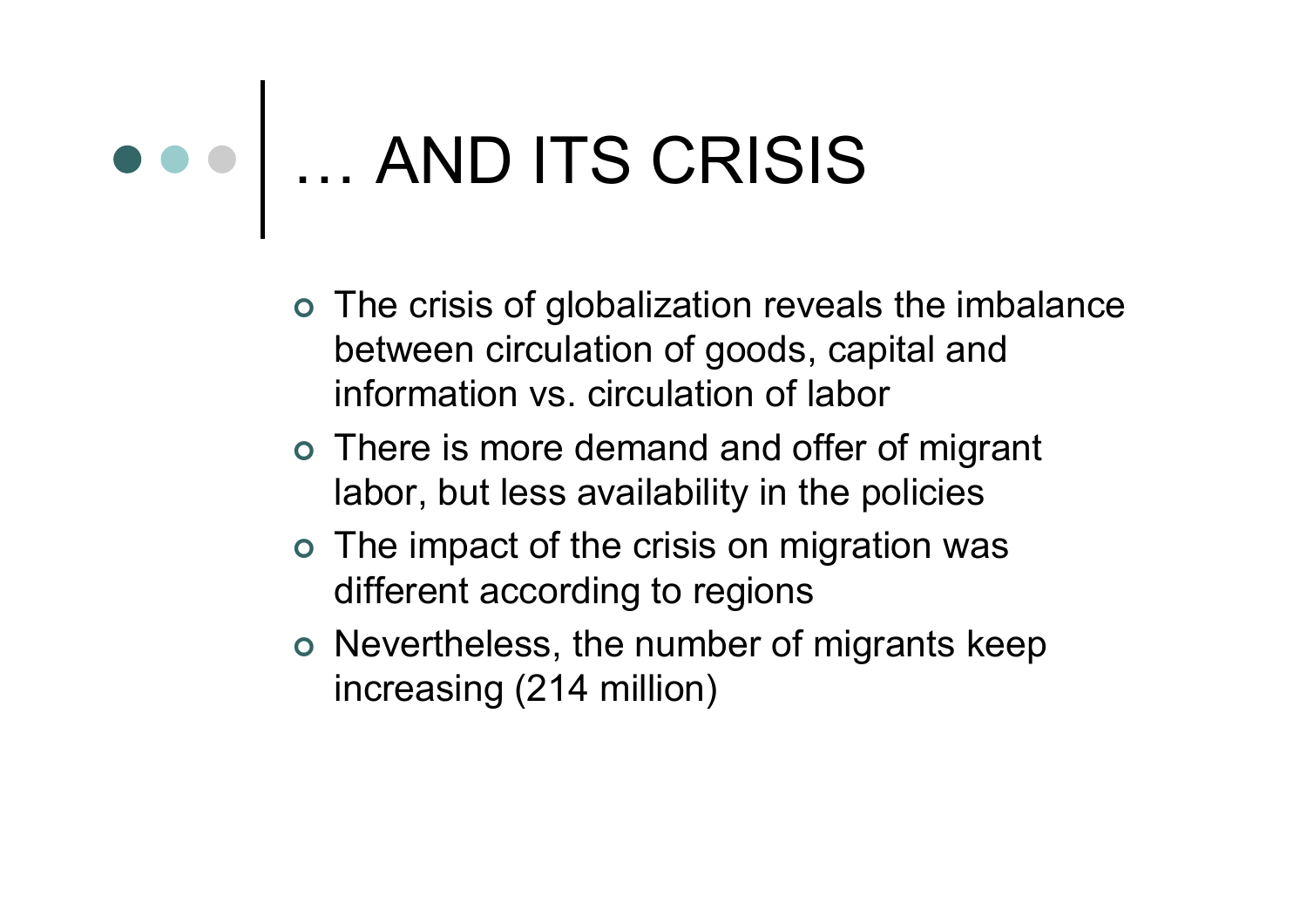# … AND ITS CRISIS

- The crisis of globalization reveals the imbalance between circulation of goods, capital and information vs. circulation of labor
- There is more demand and offer of migrant labor, but less availability in the policies
- The impact of the crisis on migration was different according to regions
- Nevertheless, the number of migrants keep increasing (214 million)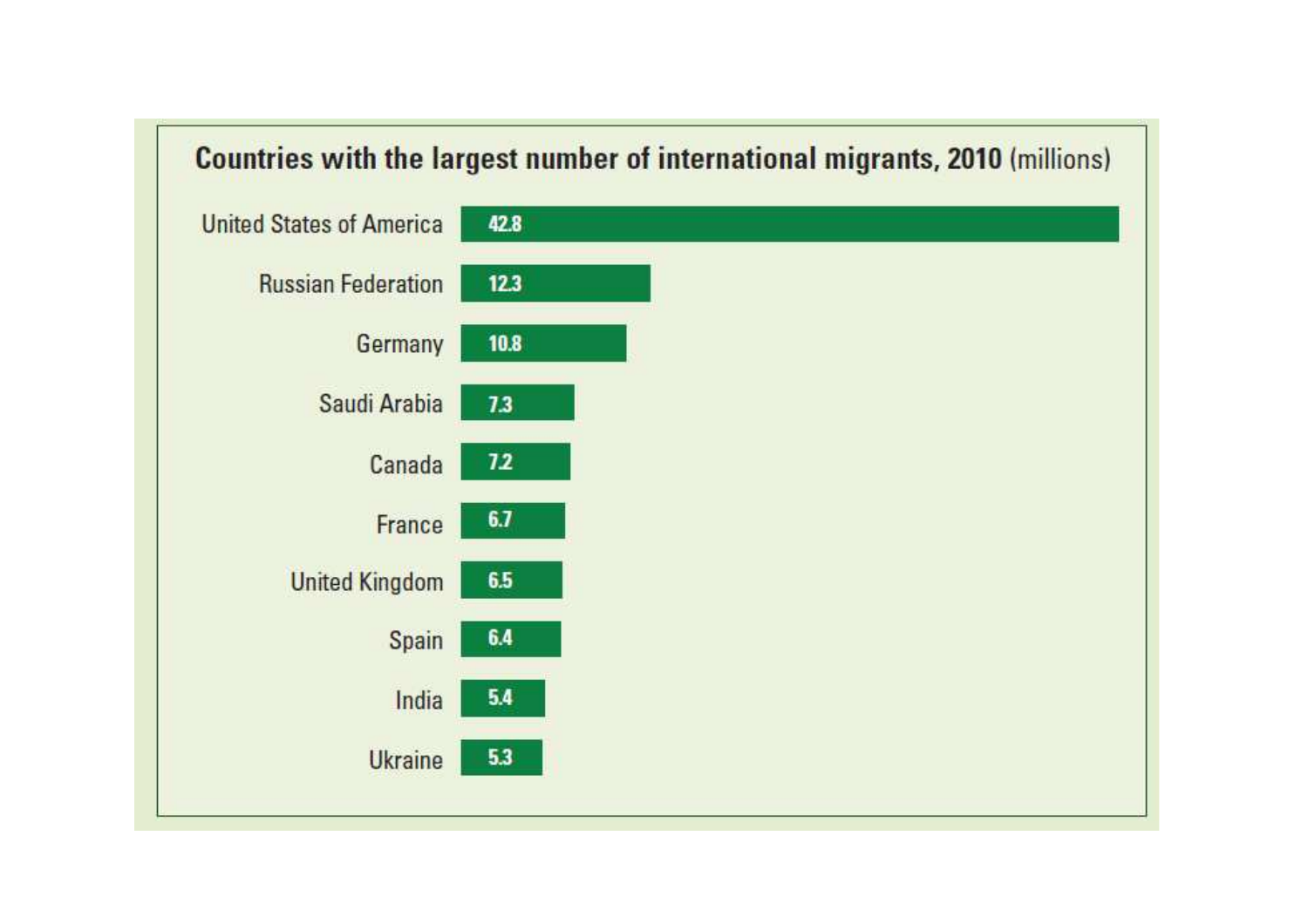## Countries with the largest number of international migrants, 2010 (millions)

| Country | Migrants (millions) |
|---|---|
| United States of America | 42.8 |
| Russian Federation | 12.3 |
| Germany | 10.8 |
| Saudi Arabia | 7.3 |
| Canada | 7.2 |
| France | 6.7 |
| United Kingdom | 6.5 |
| Spain | 6.4 |
| India | 5.4 |
| Ukraine | 5.3 |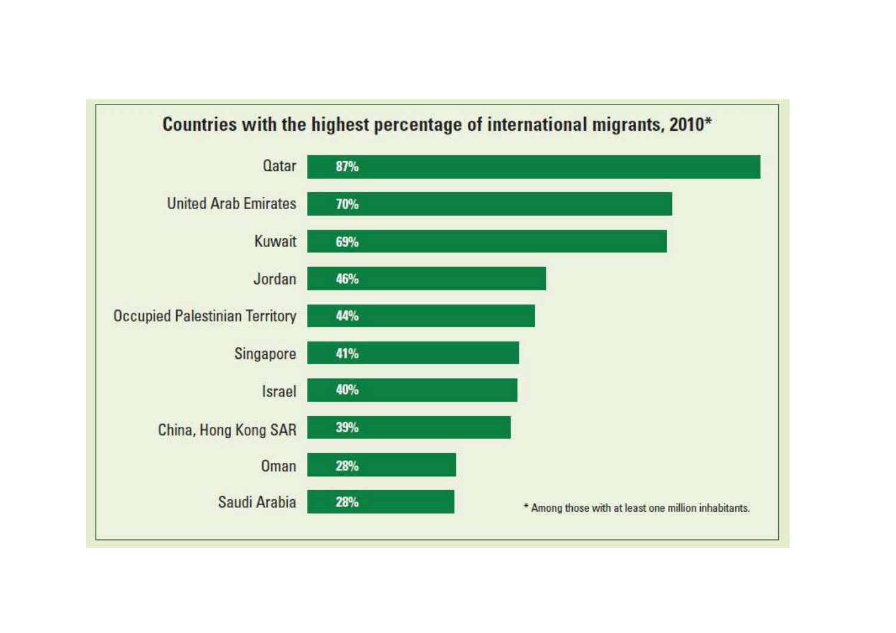## Countries with the highest percentage of international migrants, 2010*

| Country | Percentage |
| --- | --- |
| Qatar | 87% |
| United Arab Emirates | 70% |
| Kuwait | 69% |
| Jordan | 46% |
| Occupied Palestinian Territory | 44% |
| Singapore | 41% |
| Israel | 40% |
| China, Hong Kong SAR | 39% |
| Oman | 28% |
| Saudi Arabia | 28% |

* Among those with at least one million inhabitants.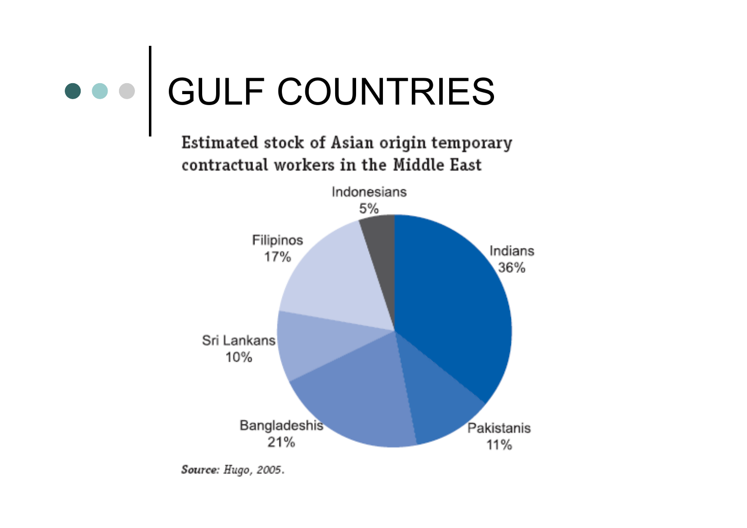# GULF COUNTRIES

**Estimated stock of Asian origin temporary contractual workers in the Middle East**

| Group | Share |
|---|---|
| Indians | 36% |
| Pakistanis | 11% |
| Bangladeshis | 21% |
| Sri Lankans | 10% |
| Filipinos | 17% |
| Indonesians | 5% |

***Source:*** *Hugo, 2005.*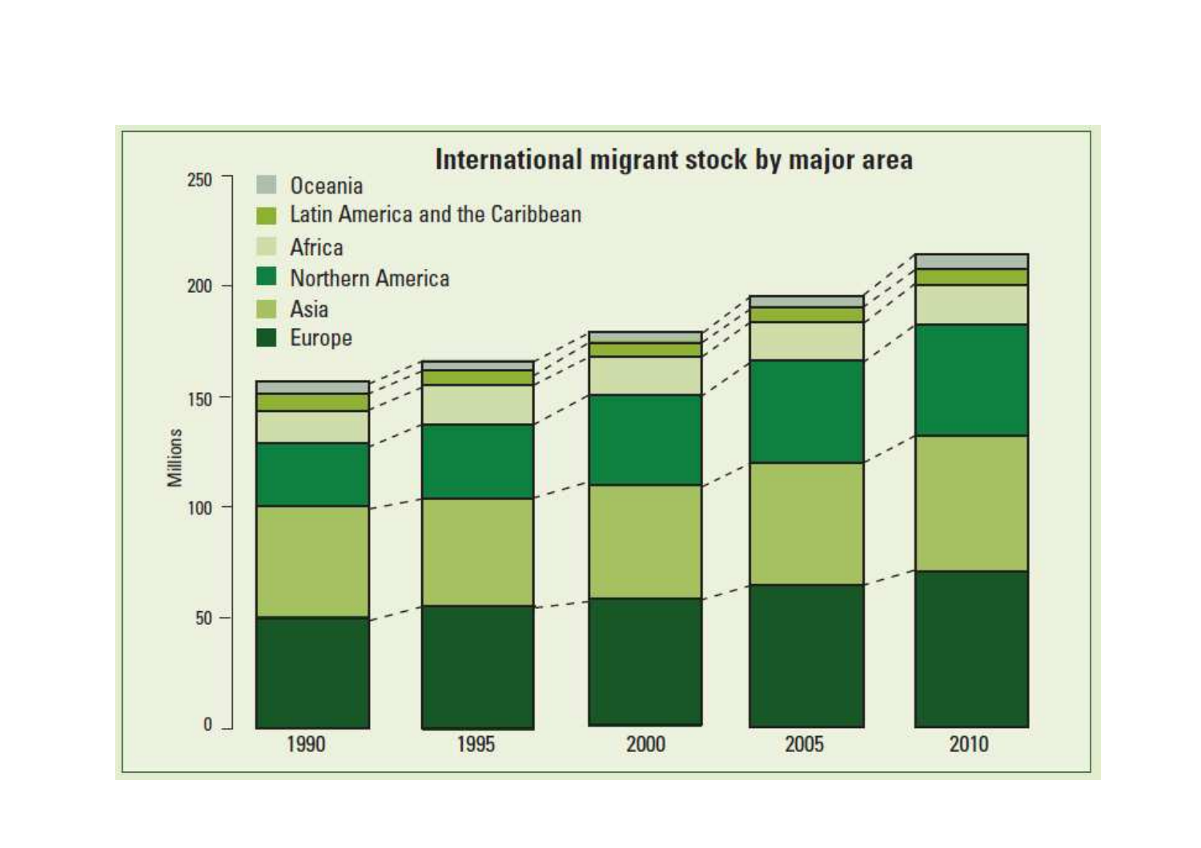## International migrant stock by major area

Millions

- Oceania
- Latin America and the Caribbean
- Africa
- Northern America
- Asia
- Europe

250, 200, 150, 100, 50, 0

1990, 1995, 2000, 2005, 2010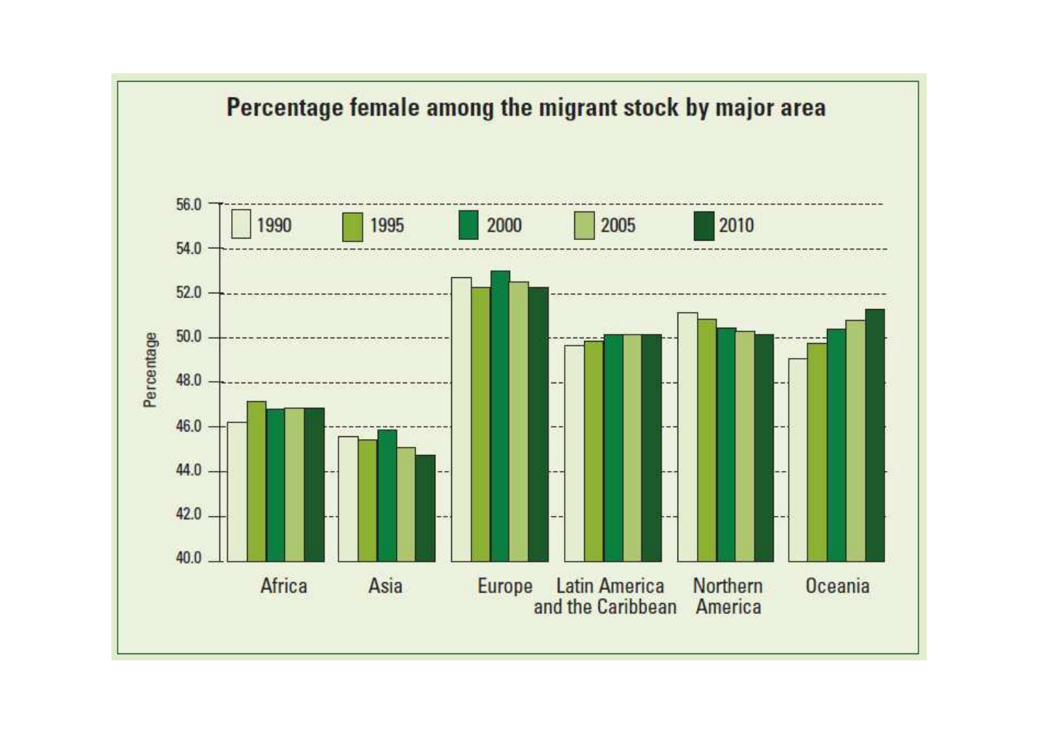**Percentage female among the migrant stock by major area**

Percentage

56.0, 54.0, 52.0, 50.0, 48.0, 46.0, 44.0, 42.0, 40.0

1990 · 1995 · 2000 · 2005 · 2010

Africa · Asia · Europe · Latin America and the Caribbean · Northern America · Oceania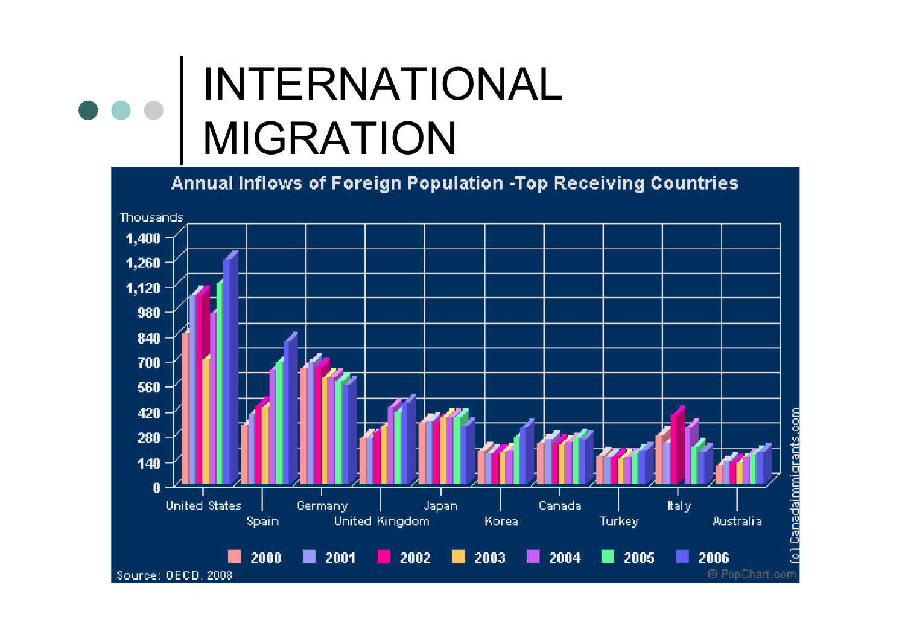# INTERNATIONAL MIGRATION

**Annual Inflows of Foreign Population -Top Receiving Countries**

Thousands

1,400
1,260
1,120
980
840
700
560
420
280
140
0

United States, Spain, Germany, United Kingdom, Japan, Korea, Canada, Turkey, Italy, Australia

2000 2001 2002 2003 2004 2005 2006

Source: OECD, 2008

(c) Canadaimmigrants.com

© PopChart.com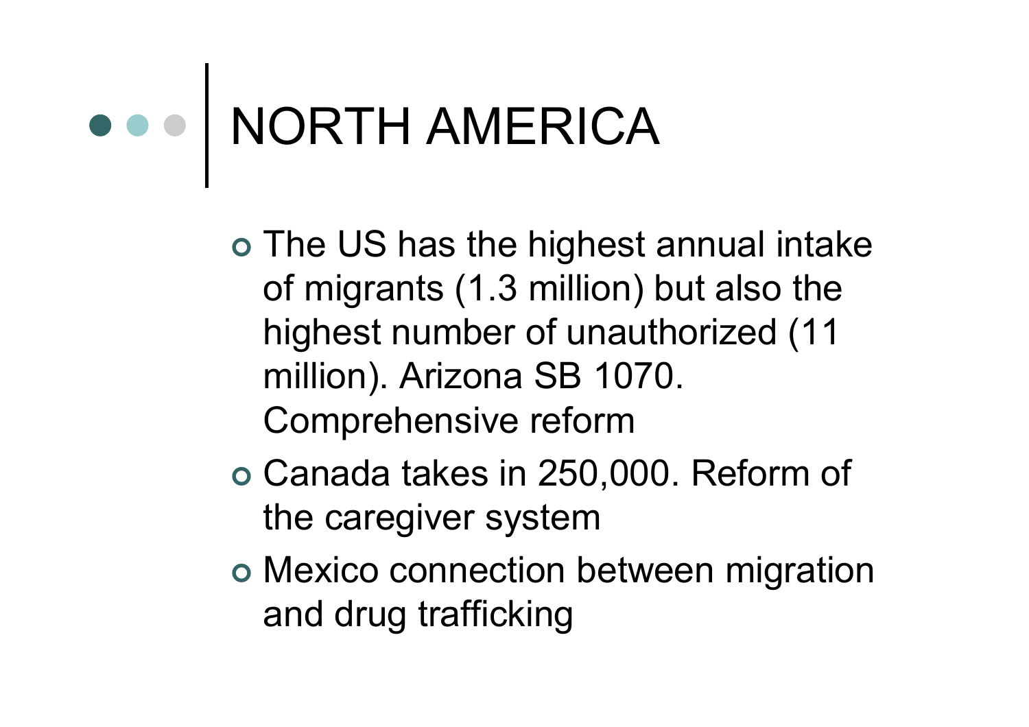# NORTH AMERICA

- The US has the highest annual intake of migrants (1.3 million) but also the highest number of unauthorized (11 million). Arizona SB 1070. Comprehensive reform
- Canada takes in 250,000. Reform of the caregiver system
- Mexico connection between migration and drug trafficking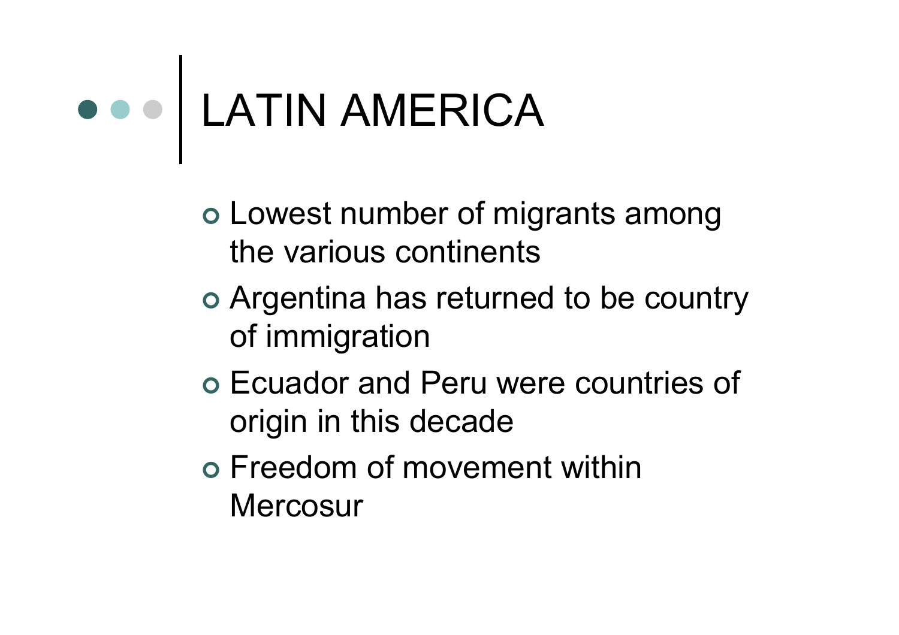# LATIN AMERICA

- Lowest number of migrants among the various continents
- Argentina has returned to be country of immigration
- Ecuador and Peru were countries of origin in this decade
- Freedom of movement within Mercosur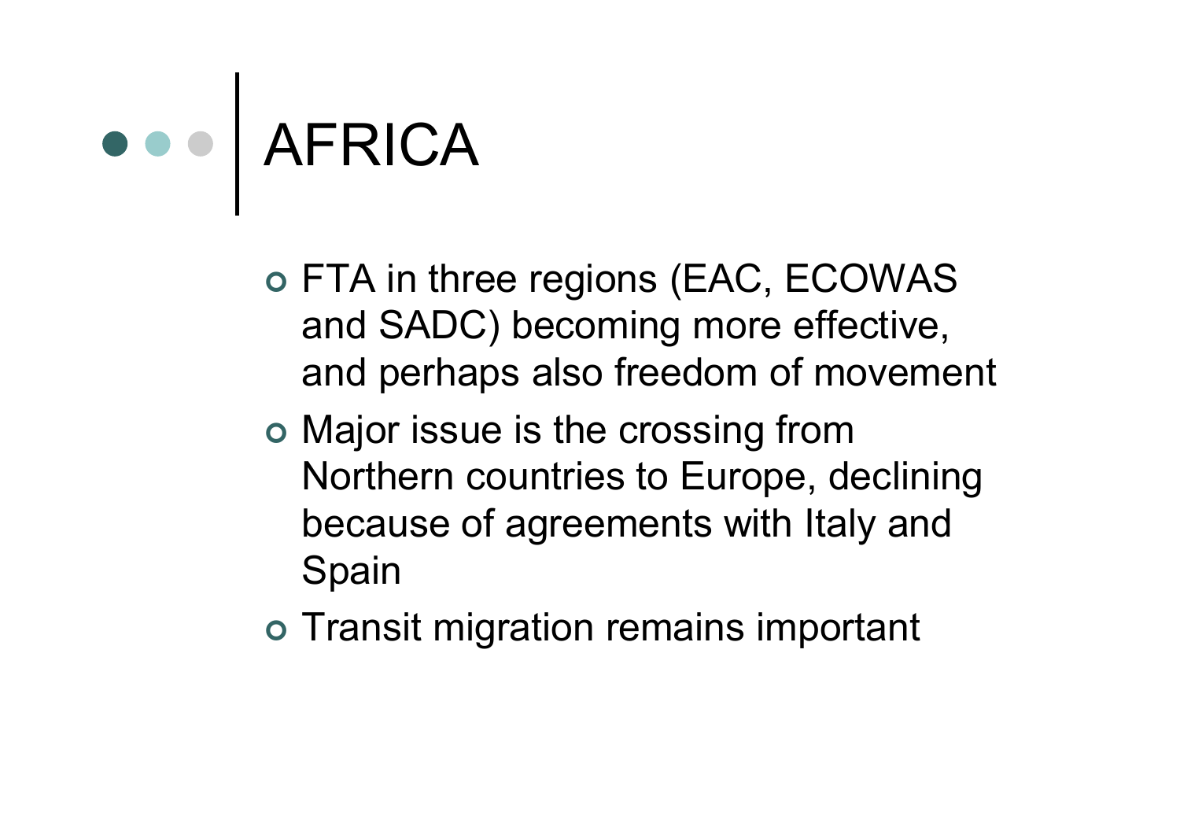# AFRICA

- FTA in three regions (EAC, ECOWAS and SADC) becoming more effective, and perhaps also freedom of movement
- Major issue is the crossing from Northern countries to Europe, declining because of agreements with Italy and Spain
- Transit migration remains important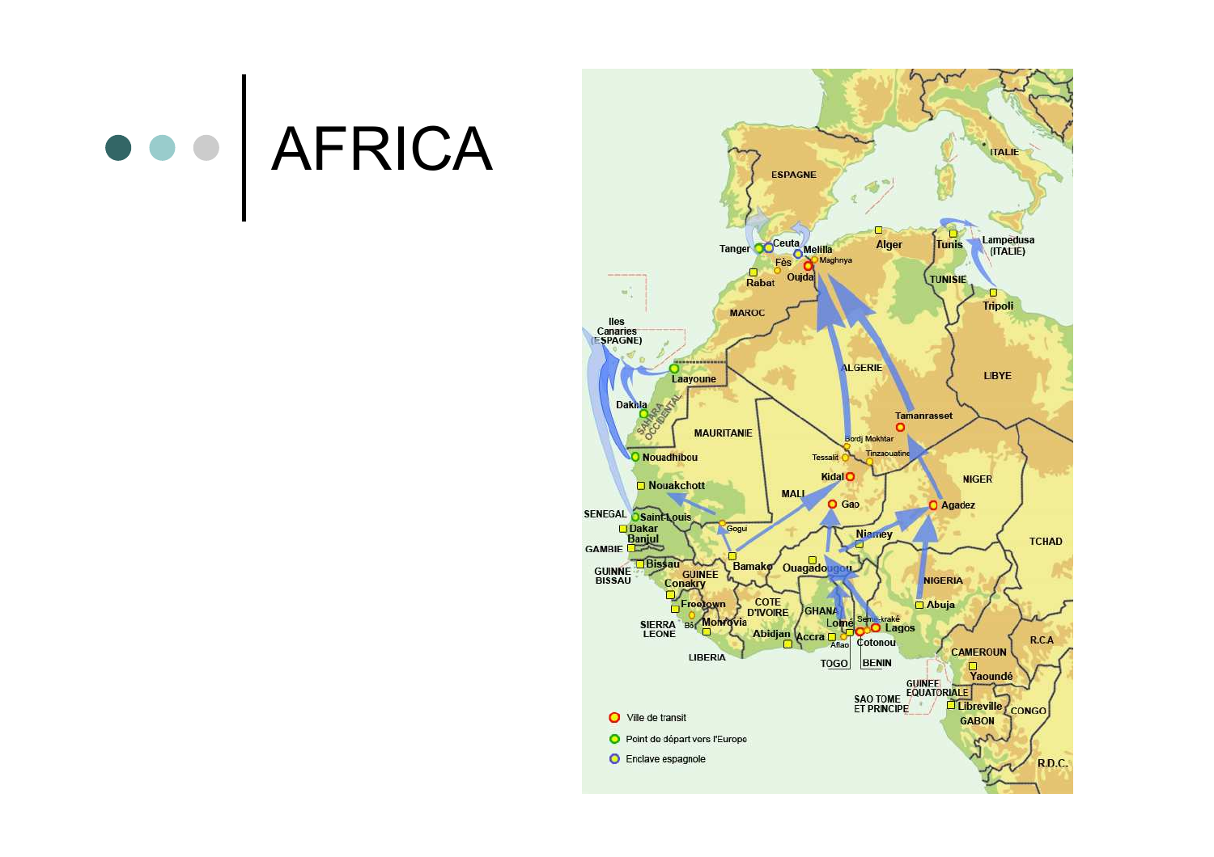# AFRICA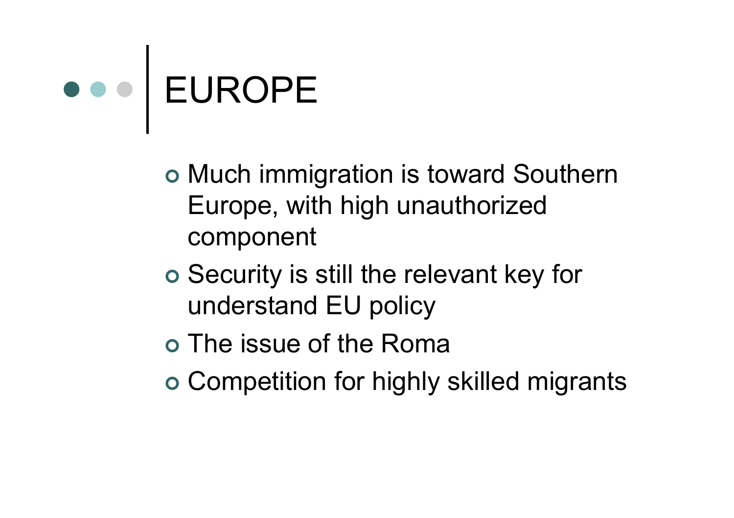# EUROPE

- Much immigration is toward Southern Europe, with high unauthorized component
- Security is still the relevant key for understand EU policy
- The issue of the Roma
- Competition for highly skilled migrants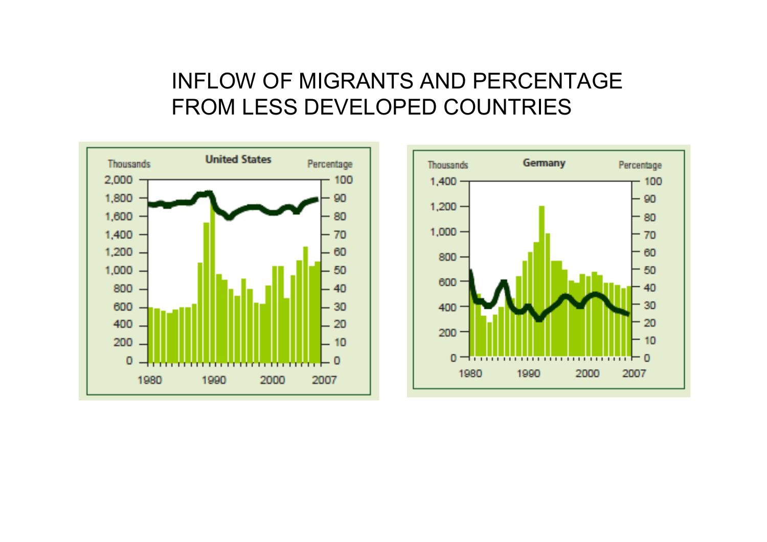# INFLOW OF MIGRANTS AND PERCENTAGE FROM LESS DEVELOPED COUNTRIES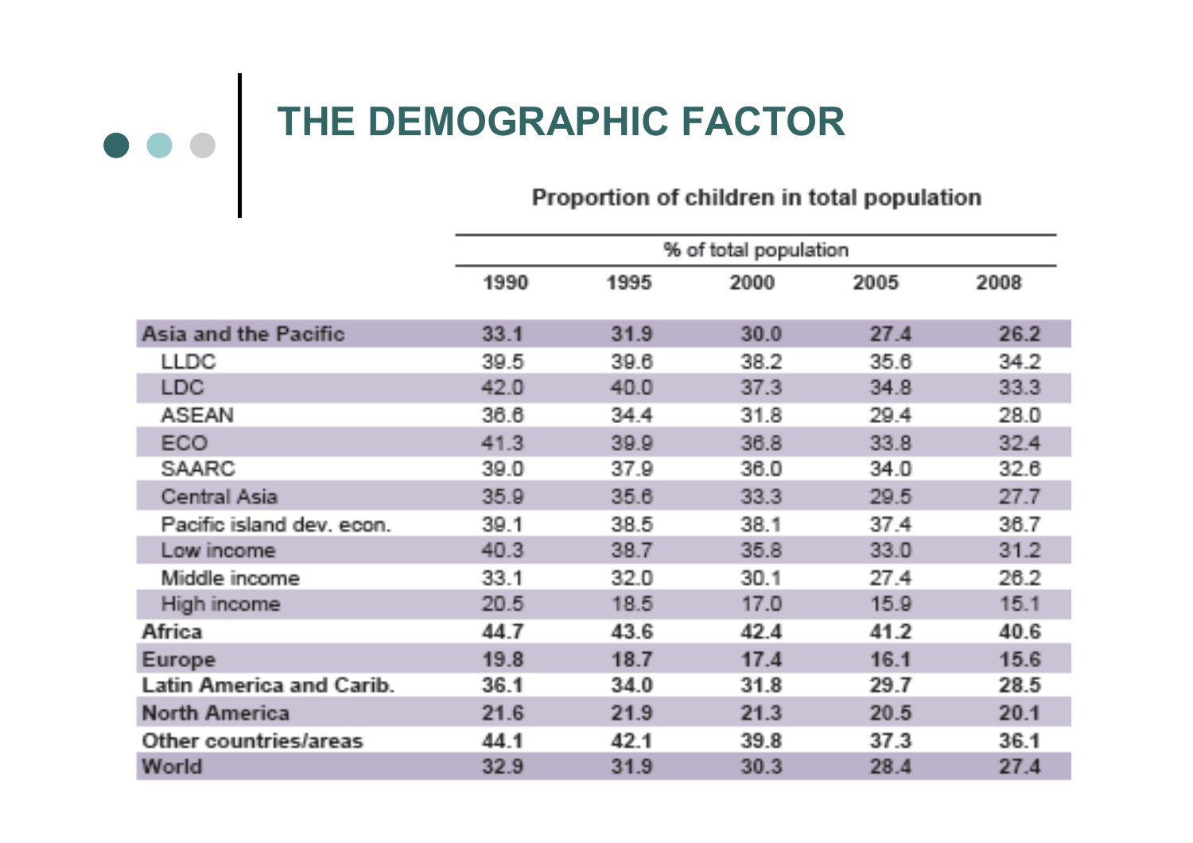# THE DEMOGRAPHIC FACTOR

Proportion of children in total population

| | % of total population | | | | |
|---|---|---|---|---|---|
| | 1990 | 1995 | 2000 | 2005 | 2008 |
| **Asia and the Pacific** | 33.1 | 31.9 | 30.0 | 27.4 | 26.2 |
| LLDC | 39.5 | 39.6 | 38.2 | 35.6 | 34.2 |
| LDC | 42.0 | 40.0 | 37.3 | 34.8 | 33.3 |
| ASEAN | 36.6 | 34.4 | 31.8 | 29.4 | 28.0 |
| ECO | 41.3 | 39.9 | 36.8 | 33.8 | 32.4 |
| SAARC | 39.0 | 37.9 | 36.0 | 34.0 | 32.6 |
| Central Asia | 35.9 | 35.6 | 33.3 | 29.5 | 27.7 |
| Pacific island dev. econ. | 39.1 | 38.5 | 38.1 | 37.4 | 36.7 |
| Low income | 40.3 | 38.7 | 35.8 | 33.0 | 31.2 |
| Middle income | 33.1 | 32.0 | 30.1 | 27.4 | 26.2 |
| High income | 20.5 | 18.5 | 17.0 | 15.9 | 15.1 |
| **Africa** | 44.7 | 43.6 | 42.4 | 41.2 | 40.6 |
| **Europe** | 19.8 | 18.7 | 17.4 | 16.1 | 15.6 |
| **Latin America and Carib.** | 36.1 | 34.0 | 31.8 | 29.7 | 28.5 |
| **North America** | 21.6 | 21.9 | 21.3 | 20.5 | 20.1 |
| **Other countries/areas** | 44.1 | 42.1 | 39.8 | 37.3 | 36.1 |
| **World** | 32.9 | 31.9 | 30.3 | 28.4 | 27.4 |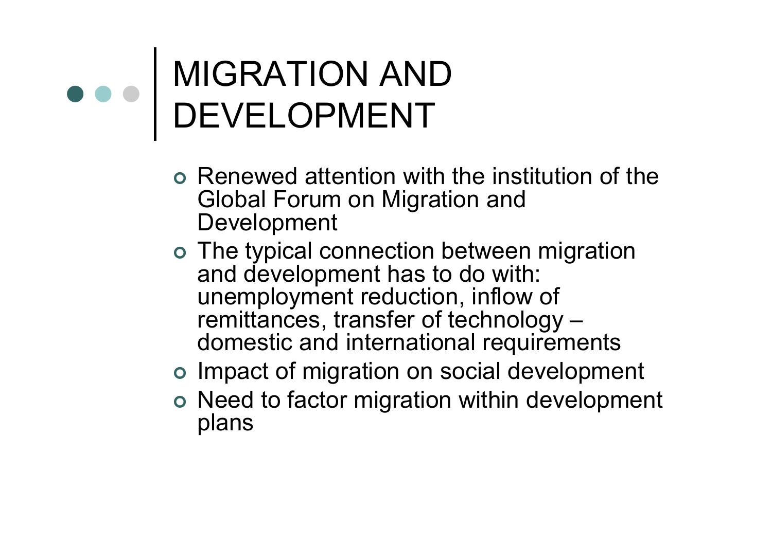# MIGRATION AND DEVELOPMENT

- Renewed attention with the institution of the Global Forum on Migration and Development
- The typical connection between migration and development has to do with: unemployment reduction, inflow of remittances, transfer of technology – domestic and international requirements
- Impact of migration on social development
- Need to factor migration within development plans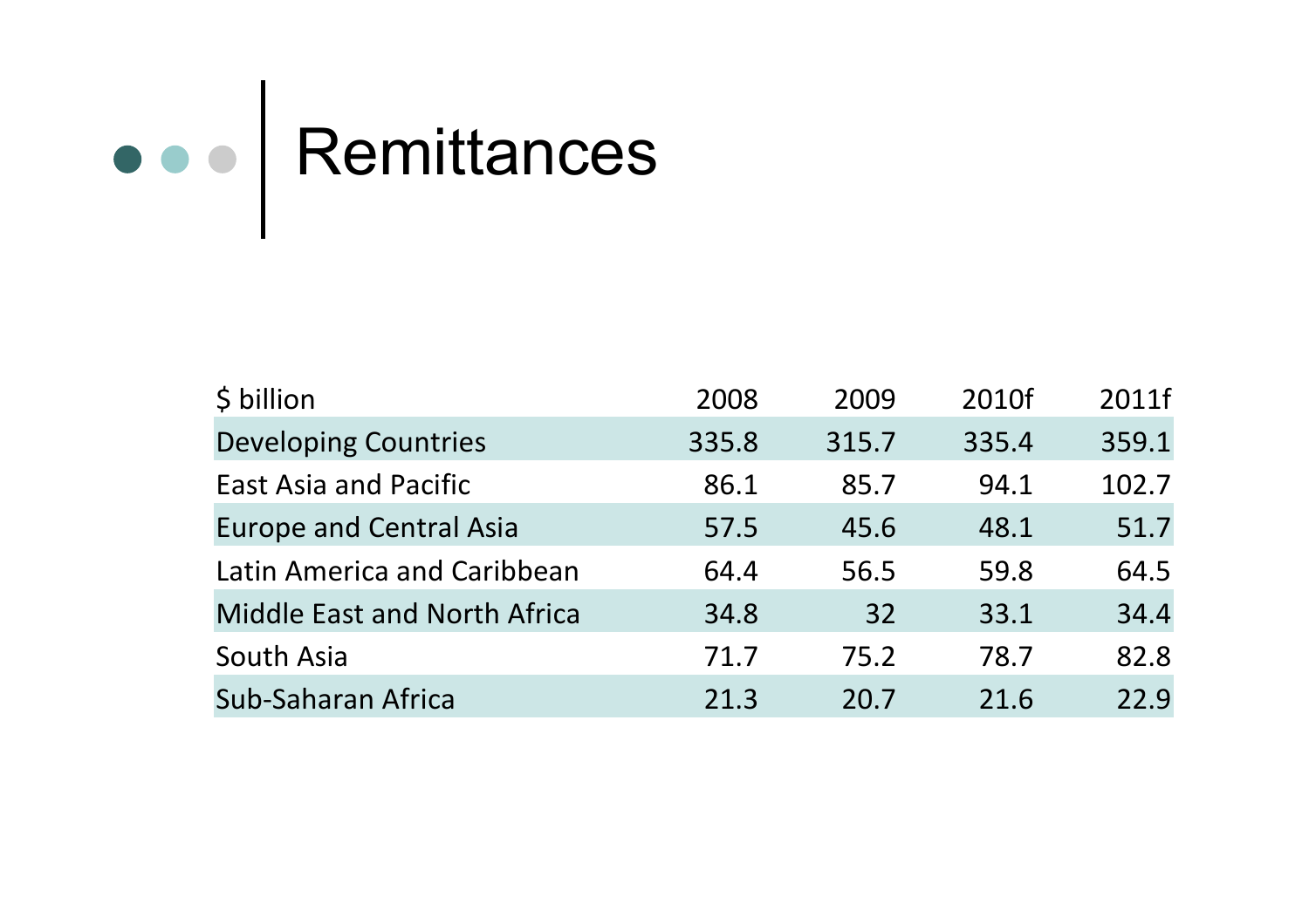# Remittances

| $ billion | 2008 | 2009 | 2010f | 2011f |
|---|---|---|---|---|
| Developing Countries | 335.8 | 315.7 | 335.4 | 359.1 |
| East Asia and Pacific | 86.1 | 85.7 | 94.1 | 102.7 |
| Europe and Central Asia | 57.5 | 45.6 | 48.1 | 51.7 |
| Latin America and Caribbean | 64.4 | 56.5 | 59.8 | 64.5 |
| Middle East and North Africa | 34.8 | 32 | 33.1 | 34.4 |
| South Asia | 71.7 | 75.2 | 78.7 | 82.8 |
| Sub-Saharan Africa | 21.3 | 20.7 | 21.6 | 22.9 |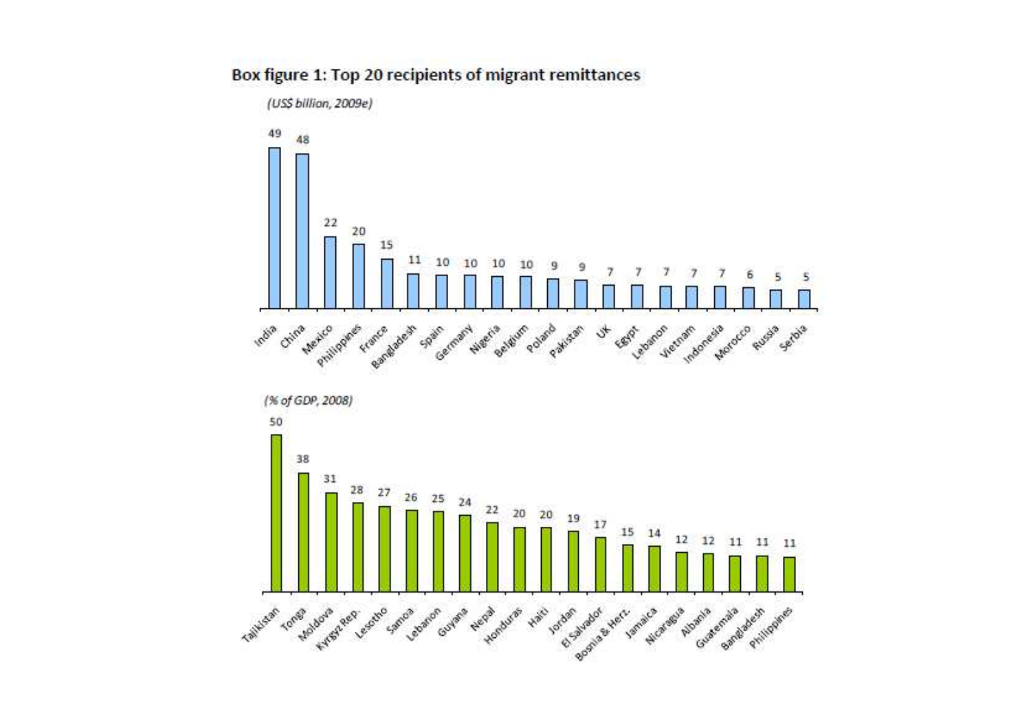**Box figure 1: Top 20 recipients of migrant remittances**

*(US$ billion, 2009e)*

| Country | US$ billion |
|---|---|
| India | 49 |
| China | 48 |
| Mexico | 22 |
| Philippines | 20 |
| France | 15 |
| Bangladesh | 11 |
| Spain | 10 |
| Germany | 10 |
| Nigeria | 10 |
| Belgium | 10 |
| Poland | 9 |
| Pakistan | 9 |
| UK | 7 |
| Egypt | 7 |
| Lebanon | 7 |
| Vietnam | 7 |
| Indonesia | 7 |
| Morocco | 6 |
| Russia | 5 |
| Serbia | 5 |

*(% of GDP, 2008)*

| Country | % of GDP |
|---|---|
| Tajikistan | 50 |
| Tonga | 38 |
| Moldova | 31 |
| Kyrgyz Rep. | 28 |
| Lesotho | 27 |
| Samoa | 26 |
| Lebanon | 25 |
| Guyana | 24 |
| Nepal | 22 |
| Honduras | 20 |
| Haiti | 20 |
| Jordan | 19 |
| El Salvador | 17 |
| Bosnia & Herz. | 15 |
| Jamaica | 14 |
| Nicaragua | 12 |
| Albania | 12 |
| Guatemala | 11 |
| Bangladesh | 11 |
| Philippines | 11 |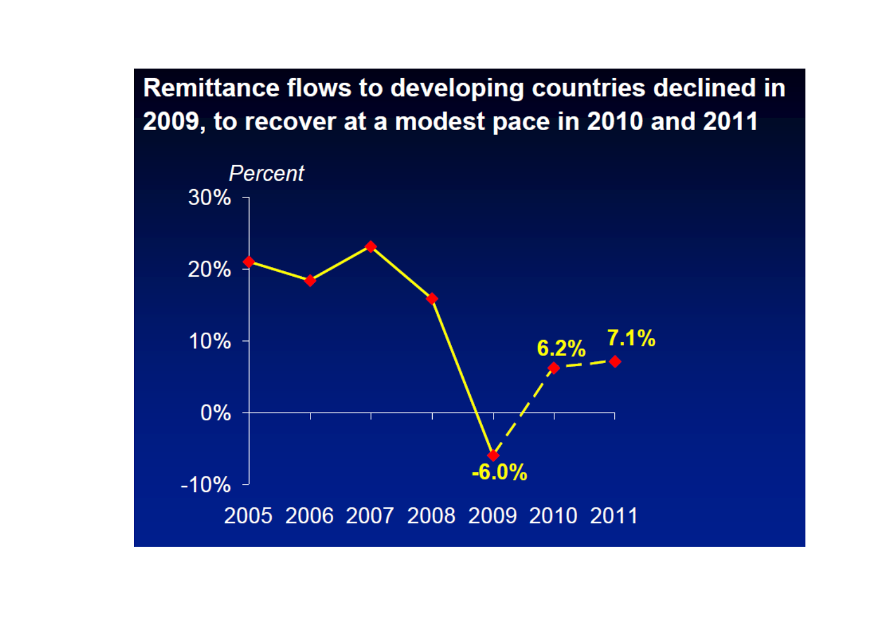## Remittance flows to developing countries declined in 2009, to recover at a modest pace in 2010 and 2011

*Percent*

| Year | Percent |
|---|---|
| 2005 | |
| 2006 | |
| 2007 | |
| 2008 | |
| 2009 | -6.0% |
| 2010 | 6.2% |
| 2011 | 7.1% |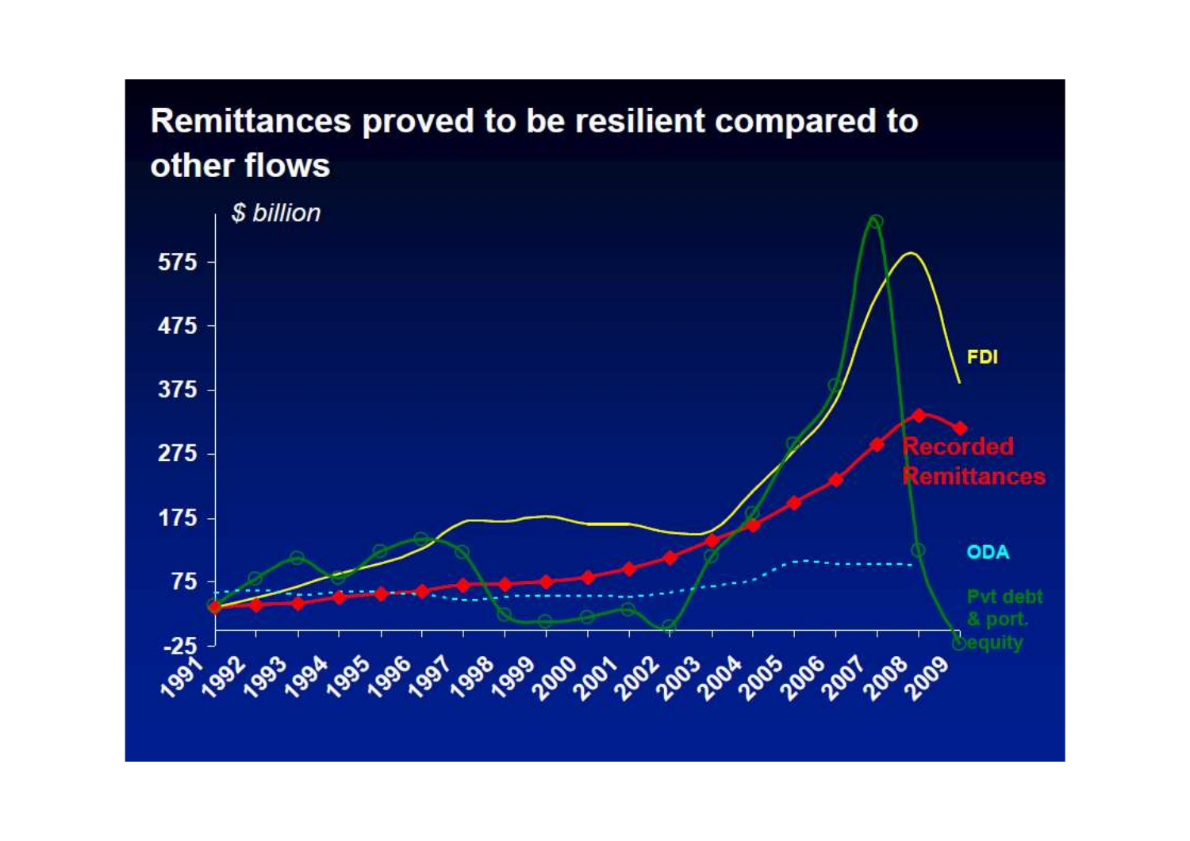# Remittances proved to be resilient compared to other flows

*$ billion*

575
475
375
275
175
75
-25

1991 1992 1993 1994 1995 1996 1997 1998 1999 2000 2001 2002 2003 2004 2005 2006 2007 2008 2009

FDI

Recorded Remittances

ODA

Pvt debt & port. equity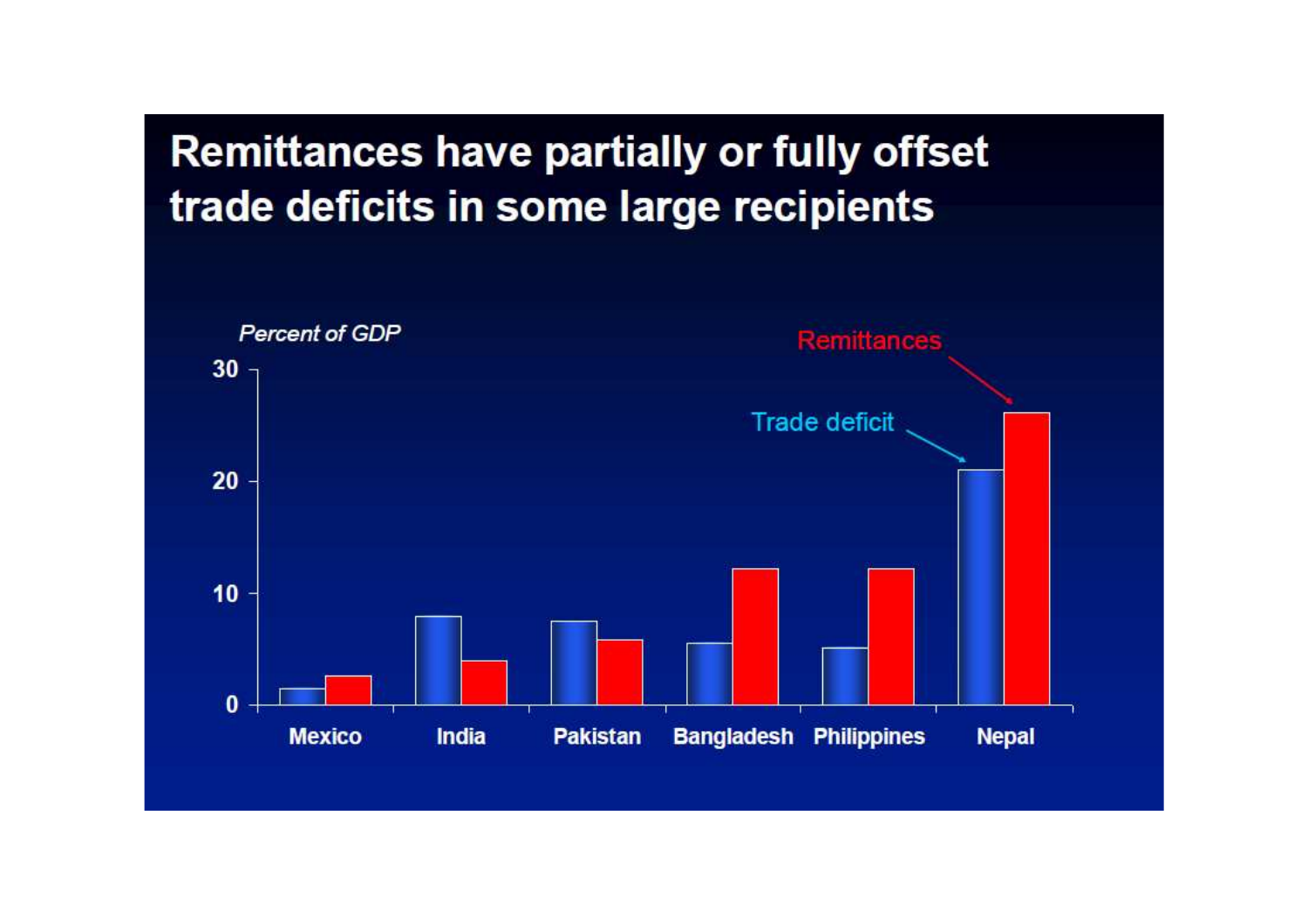# Remittances have partially or fully offset trade deficits in some large recipients

*Percent of GDP*

Remittances

Trade deficit

30

20

10

0

Mexico India Pakistan Bangladesh Philippines Nepal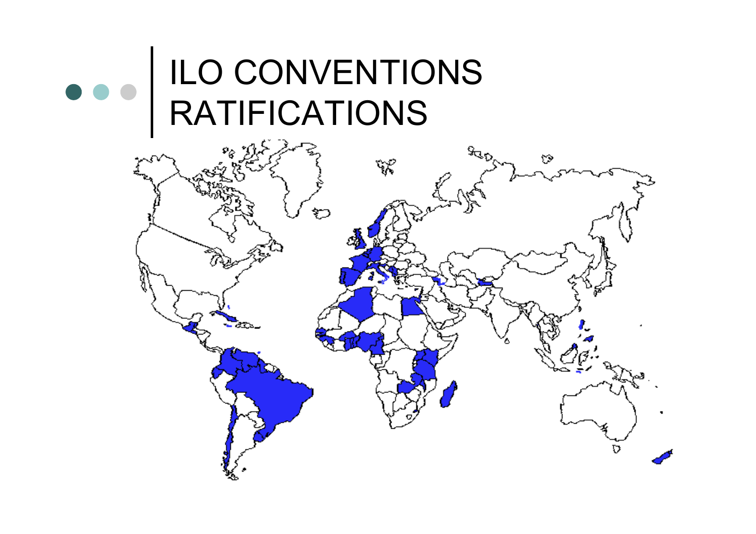# ILO CONVENTIONS RATIFICATIONS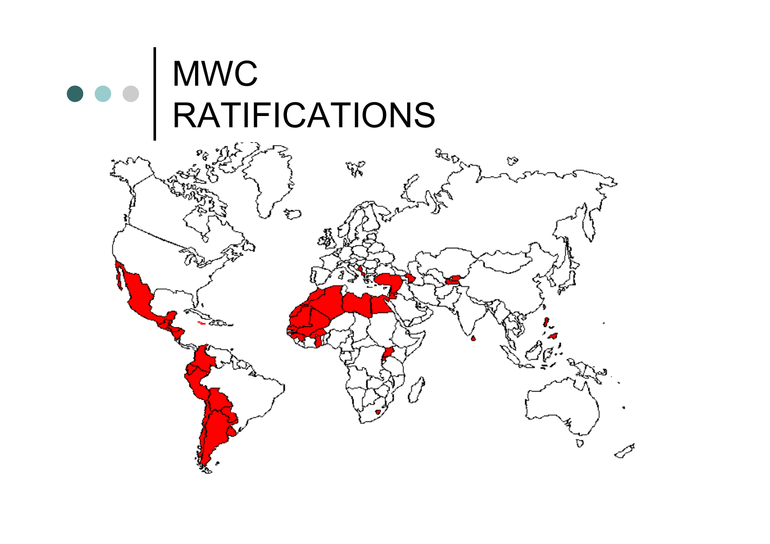# MWC RATIFICATIONS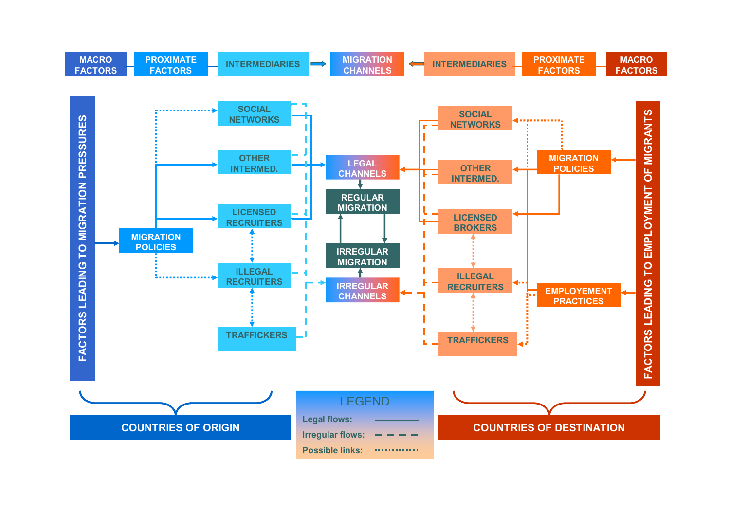MACRO FACTORS | PROXIMATE FACTORS | INTERMEDIARIES → MIGRATION CHANNELS ← INTERMEDIARIES | PROXIMATE FACTORS | MACRO FACTORS

FACTORS LEADING TO MIGRATION PRESSURES

MIGRATION POLICIES

SOCIAL NETWORKS

OTHER INTERMED.

LICENSED RECRUITERS

ILLEGAL RECRUITERS

TRAFFICKERS

LEGAL CHANNELS

REGULAR MIGRATION

IRREGULAR MIGRATION

IRREGULAR CHANNELS

SOCIAL NETWORKS

OTHER INTERMED.

LICENSED BROKERS

ILLEGAL RECRUITERS

TRAFFICKERS

MIGRATION POLICIES

EMPLOYEMENT PRACTICES

FACTORS LEADING TO EMPLOYMENT OF MIGRANTS

COUNTRIES OF ORIGIN

COUNTRIES OF DESTINATION

LEGEND

Legal flows: ———

Irregular flows: — — —

Possible links: ··········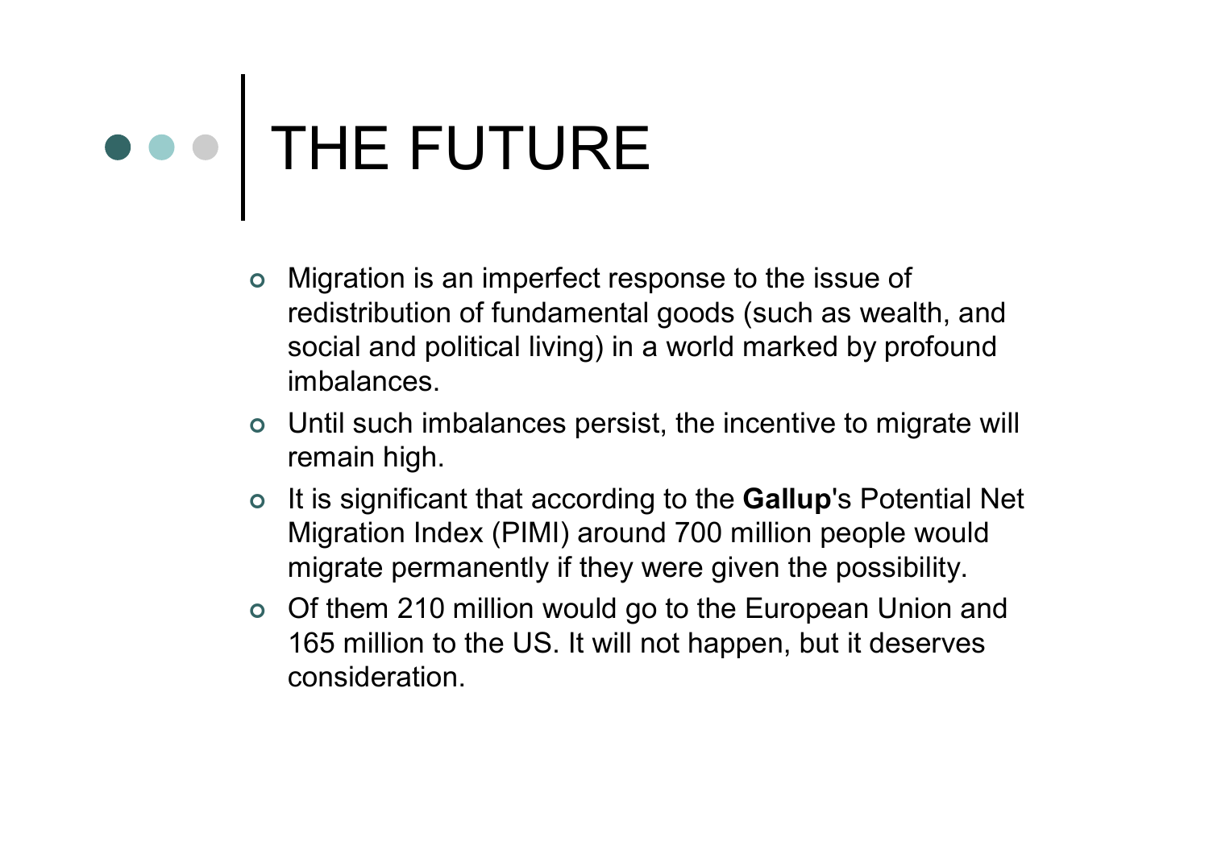# THE FUTURE

- Migration is an imperfect response to the issue of redistribution of fundamental goods (such as wealth, and social and political living) in a world marked by profound imbalances.
- Until such imbalances persist, the incentive to migrate will remain high.
- It is significant that according to the **Gallup**'s Potential Net Migration Index (PIMI) around 700 million people would migrate permanently if they were given the possibility.
- Of them 210 million would go to the European Union and 165 million to the US. It will not happen, but it deserves consideration.